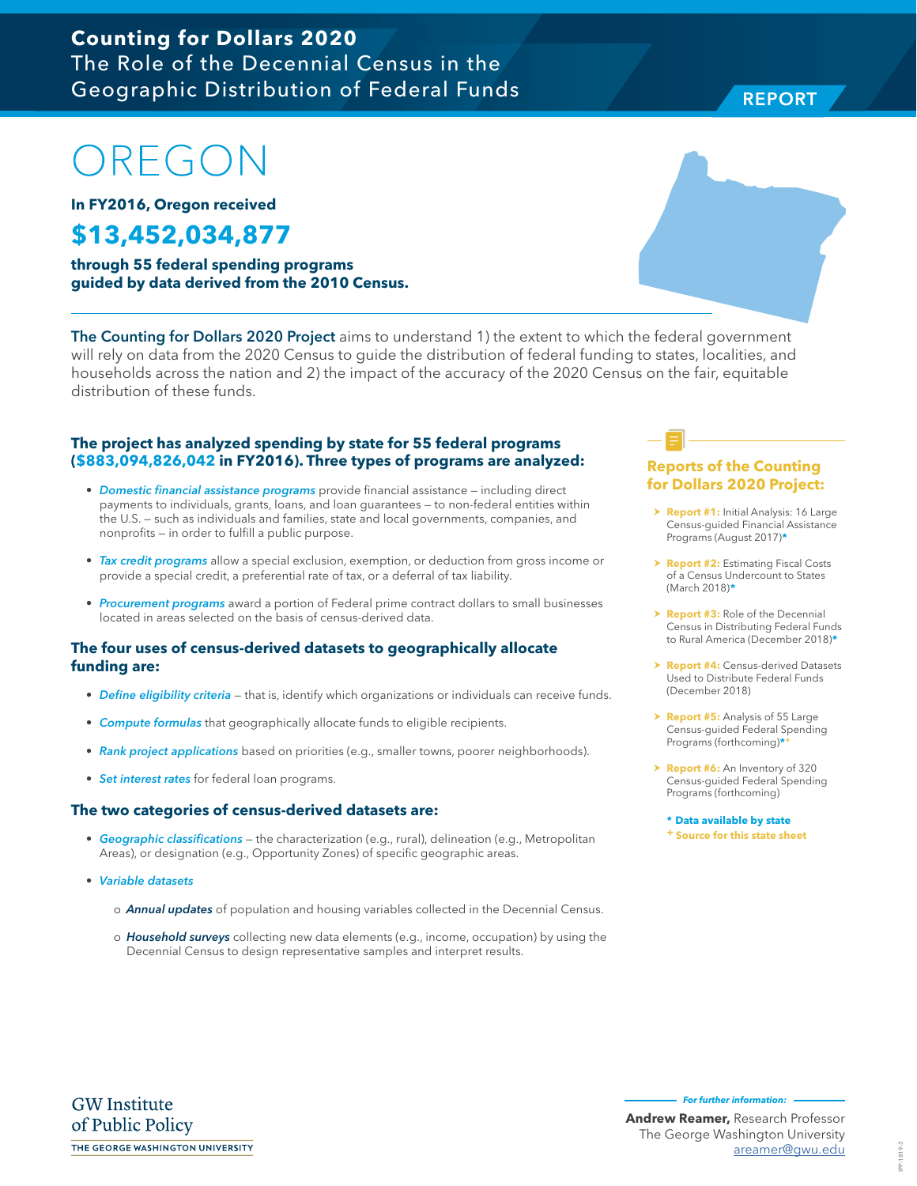**Counting for Dollars 2020**
The Role of the Decennial Census in the Geographic Distribution of Federal Funds

REPORT

# OREGON

**In FY2016, Oregon received**

## $13,452,034,877

**through 55 federal spending programs guided by data derived from the 2010 Census.**

**The Counting for Dollars 2020 Project** aims to understand 1) the extent to which the federal government will rely on data from the 2020 Census to guide the distribution of federal funding to states, localities, and households across the nation and 2) the impact of the accuracy of the 2020 Census on the fair, equitable distribution of these funds.

### The project has analyzed spending by state for 55 federal programs ($883,094,826,042 in FY2016). Three types of programs are analyzed:

- *Domestic financial assistance programs* provide financial assistance – including direct payments to individuals, grants, loans, and loan guarantees – to non-federal entities within the U.S. – such as individuals and families, state and local governments, companies, and nonprofits – in order to fulfill a public purpose.
- *Tax credit programs* allow a special exclusion, exemption, or deduction from gross income or provide a special credit, a preferential rate of tax, or a deferral of tax liability.
- *Procurement programs* award a portion of Federal prime contract dollars to small businesses located in areas selected on the basis of census-derived data.

### The four uses of census-derived datasets to geographically allocate funding are:

- *Define eligibility criteria* – that is, identify which organizations or individuals can receive funds.
- *Compute formulas* that geographically allocate funds to eligible recipients.
- *Rank project applications* based on priorities (e.g., smaller towns, poorer neighborhoods).
- *Set interest rates* for federal loan programs.

### The two categories of census-derived datasets are:

- *Geographic classifications* – the characterization (e.g., rural), delineation (e.g., Metropolitan Areas), or designation (e.g., Opportunity Zones) of specific geographic areas.
- *Variable datasets*
  - ***Annual updates*** of population and housing variables collected in the Decennial Census.
  - ***Household surveys*** collecting new data elements (e.g., income, occupation) by using the Decennial Census to design representative samples and interpret results.

### Reports of the Counting for Dollars 2020 Project:

- **Report #1:** Initial Analysis: 16 Large Census-guided Financial Assistance Programs (August 2017)*
- **Report #2:** Estimating Fiscal Costs of a Census Undercount to States (March 2018)*
- **Report #3:** Role of the Decennial Census in Distributing Federal Funds to Rural America (December 2018)*
- **Report #4:** Census-derived Datasets Used to Distribute Federal Funds (December 2018)
- **Report #5:** Analysis of 55 Large Census-guided Federal Spending Programs (forthcoming)*+
- **Report #6:** An Inventory of 320 Census-guided Federal Spending Programs (forthcoming)

**\* Data available by state**
**+ Source for this state sheet**

GW Institute of Public Policy
THE GEORGE WASHINGTON UNIVERSITY

*For further information:*
**Andrew Reamer,** Research Professor
The George Washington University
areamer@gwu.edu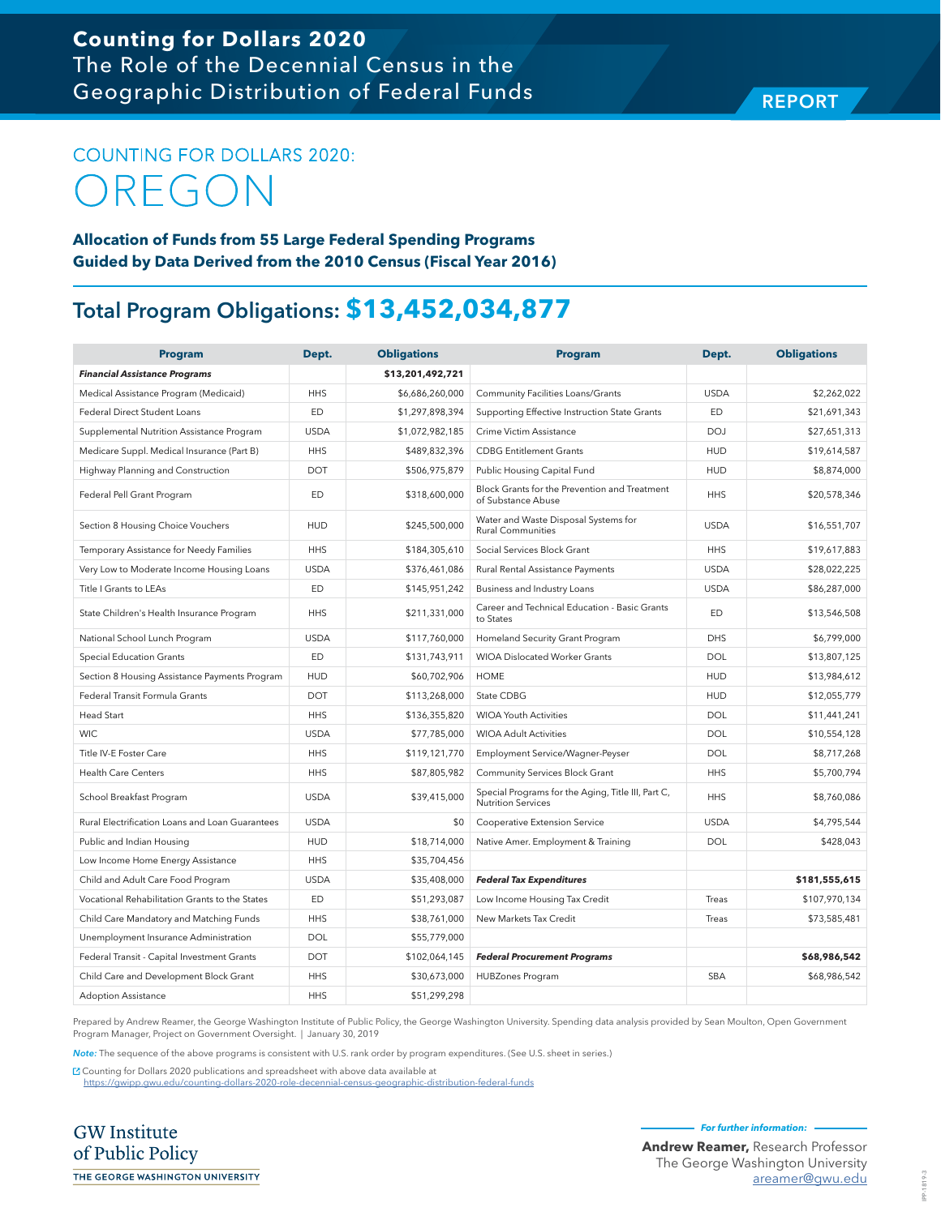**Counting for Dollars 2020**
The Role of the Decennial Census in the Geographic Distribution of Federal Funds

REPORT

## COUNTING FOR DOLLARS 2020:

# OREGON

**Allocation of Funds from 55 Large Federal Spending Programs Guided by Data Derived from the 2010 Census (Fiscal Year 2016)**

## Total Program Obligations: $13,452,034,877

| Program | Dept. | Obligations | Program | Dept. | Obligations |
|---|---|---|---|---|---|
| ***Financial Assistance Programs*** | | **$13,201,492,721** | | | |
| Medical Assistance Program (Medicaid) | HHS | $6,686,260,000 | Community Facilities Loans/Grants | USDA | $2,262,022 |
| Federal Direct Student Loans | ED | $1,297,898,394 | Supporting Effective Instruction State Grants | ED | $21,691,343 |
| Supplemental Nutrition Assistance Program | USDA | $1,072,982,185 | Crime Victim Assistance | DOJ | $27,651,313 |
| Medicare Suppl. Medical Insurance (Part B) | HHS | $489,832,396 | CDBG Entitlement Grants | HUD | $19,614,587 |
| Highway Planning and Construction | DOT | $506,975,879 | Public Housing Capital Fund | HUD | $8,874,000 |
| Federal Pell Grant Program | ED | $318,600,000 | Block Grants for the Prevention and Treatment of Substance Abuse | HHS | $20,578,346 |
| Section 8 Housing Choice Vouchers | HUD | $245,500,000 | Water and Waste Disposal Systems for Rural Communities | USDA | $16,551,707 |
| Temporary Assistance for Needy Families | HHS | $184,305,610 | Social Services Block Grant | HHS | $19,617,883 |
| Very Low to Moderate Income Housing Loans | USDA | $376,461,086 | Rural Rental Assistance Payments | USDA | $28,022,225 |
| Title I Grants to LEAs | ED | $145,951,242 | Business and Industry Loans | USDA | $86,287,000 |
| State Children's Health Insurance Program | HHS | $211,331,000 | Career and Technical Education - Basic Grants to States | ED | $13,546,508 |
| National School Lunch Program | USDA | $117,760,000 | Homeland Security Grant Program | DHS | $6,799,000 |
| Special Education Grants | ED | $131,743,911 | WIOA Dislocated Worker Grants | DOL | $13,807,125 |
| Section 8 Housing Assistance Payments Program | HUD | $60,702,906 | HOME | HUD | $13,984,612 |
| Federal Transit Formula Grants | DOT | $113,268,000 | State CDBG | HUD | $12,055,779 |
| Head Start | HHS | $136,355,820 | WIOA Youth Activities | DOL | $11,441,241 |
| WIC | USDA | $77,785,000 | WIOA Adult Activities | DOL | $10,554,128 |
| Title IV-E Foster Care | HHS | $119,121,770 | Employment Service/Wagner-Peyser | DOL | $8,717,268 |
| Health Care Centers | HHS | $87,805,982 | Community Services Block Grant | HHS | $5,700,794 |
| School Breakfast Program | USDA | $39,415,000 | Special Programs for the Aging, Title III, Part C, Nutrition Services | HHS | $8,760,086 |
| Rural Electrification Loans and Loan Guarantees | USDA | $0 | Cooperative Extension Service | USDA | $4,795,544 |
| Public and Indian Housing | HUD | $18,714,000 | Native Amer. Employment & Training | DOL | $428,043 |
| Low Income Home Energy Assistance | HHS | $35,704,456 | | | |
| Child and Adult Care Food Program | USDA | $35,408,000 | ***Federal Tax Expenditures*** | | **$181,555,615** |
| Vocational Rehabilitation Grants to the States | ED | $51,293,087 | Low Income Housing Tax Credit | Treas | $107,970,134 |
| Child Care Mandatory and Matching Funds | HHS | $38,761,000 | New Markets Tax Credit | Treas | $73,585,481 |
| Unemployment Insurance Administration | DOL | $55,779,000 | | | |
| Federal Transit - Capital Investment Grants | DOT | $102,064,145 | ***Federal Procurement Programs*** | | **$68,986,542** |
| Child Care and Development Block Grant | HHS | $30,673,000 | HUBZones Program | SBA | $68,986,542 |
| Adoption Assistance | HHS | $51,299,298 | | | |

Prepared by Andrew Reamer, the George Washington Institute of Public Policy, the George Washington University. Spending data analysis provided by Sean Moulton, Open Government Program Manager, Project on Government Oversight. | January 30, 2019

***Note:*** The sequence of the above programs is consistent with U.S. rank order by program expenditures. (See U.S. sheet in series.)

Counting for Dollars 2020 publications and spreadsheet with above data available at https://gwipp.gwu.edu/counting-dollars-2020-role-decennial-census-geographic-distribution-federal-funds

GW Institute of Public Policy
THE GEORGE WASHINGTON UNIVERSITY

***For further information:***

**Andrew Reamer,** Research Professor
The George Washington University
areamer@gwu.edu